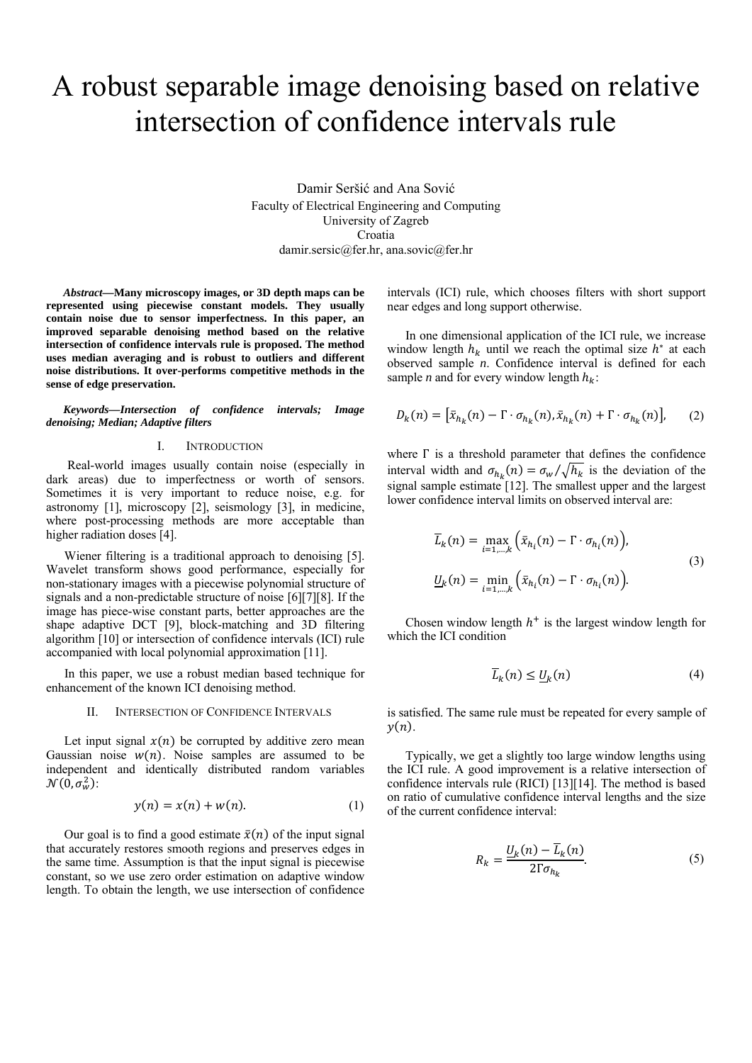# A robust separable image denoising based on relative intersection of confidence intervals rule

Damir Seršić and Ana Sović
Faculty of Electrical Engineering and Computing
University of Zagreb
Croatia
damir.sersic@fer.hr, ana.sovic@fer.hr

***Abstract*—Many microscopy images, or 3D depth maps can be represented using piecewise constant models. They usually contain noise due to sensor imperfectness. In this paper, an improved separable denoising method based on the relative intersection of confidence intervals rule is proposed. The method uses median averaging and is robust to outliers and different noise distributions. It over-performs competitive methods in the sense of edge preservation.**

***Keywords—Intersection of confidence intervals; Image denoising; Median; Adaptive filters***

## I. Introduction

Real-world images usually contain noise (especially in dark areas) due to imperfectness or worth of sensors. Sometimes it is very important to reduce noise, e.g. for astronomy [1], microscopy [2], seismology [3], in medicine, where post-processing methods are more acceptable than higher radiation doses [4].

Wiener filtering is a traditional approach to denoising [5]. Wavelet transform shows good performance, especially for non-stationary images with a piecewise polynomial structure of signals and a non-predictable structure of noise [6][7][8]. If the image has piece-wise constant parts, better approaches are the shape adaptive DCT [9], block-matching and 3D filtering algorithm [10] or intersection of confidence intervals (ICI) rule accompanied with local polynomial approximation [11].

In this paper, we use a robust median based technique for enhancement of the known ICI denoising method.

## II. Intersection of Confidence Intervals

Let input signal $x(n)$ be corrupted by additive zero mean Gaussian noise $w(n)$. Noise samples are assumed to be independent and identically distributed random variables $\mathcal{N}(0, \sigma_w^2)$:

$$y(n) = x(n) + w(n). \tag{1}$$

Our goal is to find a good estimate $\bar{x}(n)$ of the input signal that accurately restores smooth regions and preserves edges in the same time. Assumption is that the input signal is piecewise constant, so we use zero order estimation on adaptive window length. To obtain the length, we use intersection of confidence intervals (ICI) rule, which chooses filters with short support near edges and long support otherwise.

In one dimensional application of the ICI rule, we increase window length $h_k$ until we reach the optimal size $h^*$ at each observed sample $n$. Confidence interval is defined for each sample $n$ and for every window length $h_k$:

$$D_k(n) = \left[\bar{x}_{h_k}(n) - \Gamma \cdot \sigma_{h_k}(n), \bar{x}_{h_k}(n) + \Gamma \cdot \sigma_{h_k}(n)\right], \tag{2}$$

where $\Gamma$ is a threshold parameter that defines the confidence interval width and $\sigma_{h_k}(n) = \sigma_w / \sqrt{h_k}$ is the deviation of the signal sample estimate [12]. The smallest upper and the largest lower confidence interval limits on observed interval are:

$$\begin{aligned} \overline{L}_k(n) &= \max_{i=1,\dots,k} \left(\bar{x}_{h_i}(n) - \Gamma \cdot \sigma_{h_i}(n)\right), \\ \underline{U}_k(n) &= \min_{i=1,\dots,k} \left(\bar{x}_{h_i}(n) - \Gamma \cdot \sigma_{h_i}(n)\right). \end{aligned} \tag{3}$$

Chosen window length $h^+$ is the largest window length for which the ICI condition

$$\overline{L}_k(n) \leq \underline{U}_k(n) \tag{4}$$

is satisfied. The same rule must be repeated for every sample of $y(n)$.

Typically, we get a slightly too large window lengths using the ICI rule. A good improvement is a relative intersection of confidence intervals rule (RICI) [13][14]. The method is based on ratio of cumulative confidence interval lengths and the size of the current confidence interval:

$$R_k = \frac{\underline{U}_k(n) - \overline{L}_k(n)}{2\Gamma\sigma_{h_k}}. \tag{5}$$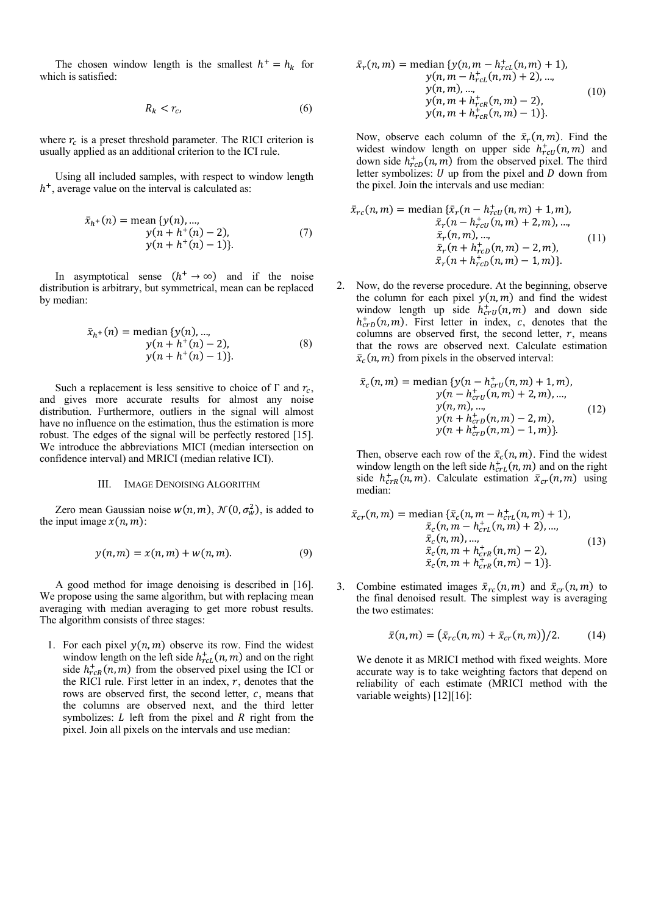The chosen window length is the smallest $h^+ = h_k$ for which is satisfied:

$$R_k < r_c, \tag{6}$$

where $r_c$ is a preset threshold parameter. The RICI criterion is usually applied as an additional criterion to the ICI rule.

Using all included samples, with respect to window length $h^+$, average value on the interval is calculated as:

$$\bar{x}_{h^+}(n) = \text{mean}\,\{y(n), \ldots, y(n + h^+(n) - 2), y(n + h^+(n) - 1)\}. \tag{7}$$

In asymptotical sense $(h^+ \to \infty)$ and if the noise distribution is arbitrary, but symmetrical, mean can be replaced by median:

$$\bar{x}_{h^+}(n) = \text{median}\,\{y(n), \ldots, y(n + h^+(n) - 2), y(n + h^+(n) - 1)\}. \tag{8}$$

Such a replacement is less sensitive to choice of $\Gamma$ and $r_c$, and gives more accurate results for almost any noise distribution. Furthermore, outliers in the signal will almost have no influence on the estimation, thus the estimation is more robust. The edges of the signal will be perfectly restored [15]. We introduce the abbreviations MICI (median intersection on confidence interval) and MRICI (median relative ICI).

## III. Image Denoising Algorithm

Zero mean Gaussian noise $w(n,m)$, $\mathcal{N}(0, \sigma_w^2)$, is added to the input image $x(n,m)$:

$$y(n,m) = x(n,m) + w(n,m). \tag{9}$$

A good method for image denoising is described in [16]. We propose using the same algorithm, but with replacing mean averaging with median averaging to get more robust results. The algorithm consists of three stages:

1. For each pixel $y(n,m)$ observe its row. Find the widest window length on the left side $h^+_{rcL}(n,m)$ and on the right side $h^+_{rcR}(n,m)$ from the observed pixel using the ICI or the RICI rule. First letter in an index, $r$, denotes that the rows are observed first, the second letter, $c$, means that the columns are observed next, and the third letter symbolizes: $L$ left from the pixel and $R$ right from the pixel. Join all pixels on the intervals and use median:

$$\begin{aligned}\bar{x}_r(n,m) = \text{median}\,\{&y(n, m - h^+_{rcL}(n,m) + 1), \\ &y(n, m - h^+_{rcL}(n,m) + 2), \ldots, \\ &y(n,m), \ldots, \\ &y(n, m + h^+_{rcR}(n,m) - 2), \\ &y(n, m + h^+_{rcR}(n,m) - 1)\}.\end{aligned} \tag{10}$$

Now, observe each column of the $\bar{x}_r(n,m)$. Find the widest window length on upper side $h^+_{rcU}(n,m)$ and down side $h^+_{rcD}(n,m)$ from the observed pixel. The third letter symbolizes: $U$ up from the pixel and $D$ down from the pixel. Join the intervals and use median:

$$\begin{aligned}\bar{x}_{rc}(n,m) = \text{median}\,\{&\bar{x}_r(n - h^+_{rcU}(n,m) + 1, m), \\ &\bar{x}_r(n - h^+_{rcU}(n,m) + 2, m), \ldots, \\ &\bar{x}_r(n,m), \ldots, \\ &\bar{x}_r(n + h^+_{rcD}(n,m) - 2, m), \\ &\bar{x}_r(n + h^+_{rcD}(n,m) - 1, m)\}.\end{aligned} \tag{11}$$

2. Now, do the reverse procedure. At the beginning, observe the column for each pixel $y(n,m)$ and find the widest window length up side $h^+_{crU}(n,m)$ and down side $h^+_{crD}(n,m)$. First letter in index, $c$, denotes that the columns are observed first, the second letter, $r$, means that the rows are observed next. Calculate estimation $\bar{x}_c(n,m)$ from pixels in the observed interval:

$$\begin{aligned}\bar{x}_c(n,m) = \text{median}\,\{&y(n - h^+_{crU}(n,m) + 1, m), \\ &y(n - h^+_{crU}(n,m) + 2, m), \ldots, \\ &y(n,m), \ldots, \\ &y(n + h^+_{crD}(n,m) - 2, m), \\ &y(n + h^+_{crD}(n,m) - 1, m)\}.\end{aligned} \tag{12}$$

Then, observe each row of the $\bar{x}_c(n,m)$. Find the widest window length on the left side $h^+_{crL}(n,m)$ and on the right side $h^+_{crR}(n,m)$. Calculate estimation $\bar{x}_{cr}(n,m)$ using median:

$$\begin{aligned}\bar{x}_{cr}(n,m) = \text{median}\,\{&\bar{x}_c(n, m - h^+_{crL}(n,m) + 1), \\ &\bar{x}_c(n, m - h^+_{crL}(n,m) + 2), \ldots, \\ &\bar{x}_c(n,m), \ldots, \\ &\bar{x}_c(n, m + h^+_{crR}(n,m) - 2), \\ &\bar{x}_c(n, m + h^+_{crR}(n,m) - 1)\}.\end{aligned} \tag{13}$$

3. Combine estimated images $\bar{x}_{rc}(n,m)$ and $\bar{x}_{cr}(n,m)$ to the final denoised result. The simplest way is averaging the two estimates:

$$\bar{x}(n,m) = \left(\bar{x}_{rc}(n,m) + \bar{x}_{cr}(n,m)\right)/2. \tag{14}$$

We denote it as MRICI method with fixed weights. More accurate way is to take weighting factors that depend on reliability of each estimate (MRICI method with the variable weights) [12][16]: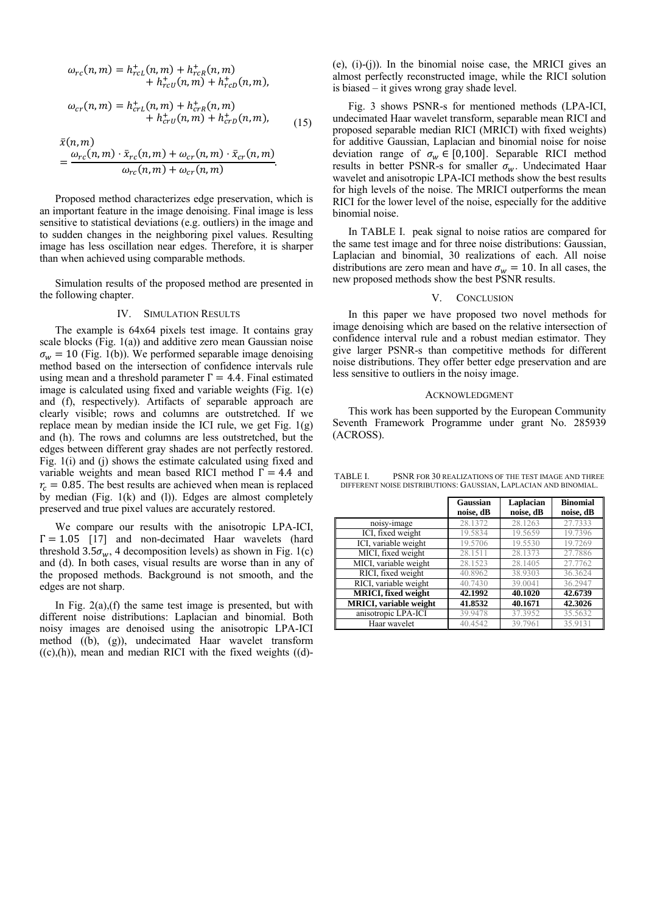$$\omega_{rc}(n,m) = h^{+}_{rcL}(n,m) + h^{+}_{rcR}(n,m) + h^{+}_{rcU}(n,m) + h^{+}_{rcD}(n,m),$$

$$\omega_{cr}(n,m) = h^{+}_{crL}(n,m) + h^{+}_{crR}(n,m) + h^{+}_{crU}(n,m) + h^{+}_{crD}(n,m), \tag{15}$$

$$\bar{x}(n,m) = \frac{\omega_{rc}(n,m)\cdot\bar{x}_{rc}(n,m) + \omega_{cr}(n,m)\cdot\bar{x}_{cr}(n,m)}{\omega_{rc}(n,m) + \omega_{cr}(n,m)}.$$

Proposed method characterizes edge preservation, which is an important feature in the image denoising. Final image is less sensitive to statistical deviations (e.g. outliers) in the image and to sudden changes in the neighboring pixel values. Resulting image has less oscillation near edges. Therefore, it is sharper than when achieved using comparable methods.

Simulation results of the proposed method are presented in the following chapter.

## IV. Simulation Results

The example is 64x64 pixels test image. It contains gray scale blocks (Fig. 1(a)) and additive zero mean Gaussian noise $\sigma_w = 10$ (Fig. 1(b)). We performed separable image denoising method based on the intersection of confidence intervals rule using mean and a threshold parameter $\Gamma = 4.4$. Final estimated image is calculated using fixed and variable weights (Fig. 1(e) and (f), respectively). Artifacts of separable approach are clearly visible; rows and columns are outstretched. If we replace mean by median inside the ICI rule, we get Fig. 1(g) and (h). The rows and columns are less outstretched, but the edges between different gray shades are not perfectly restored. Fig. 1(i) and (j) shows the estimate calculated using fixed and variable weights and mean based RICI method $\Gamma = 4.4$ and $r_c = 0.85$. The best results are achieved when mean is replaced by median (Fig. 1(k) and (l)). Edges are almost completely preserved and true pixel values are accurately restored.

We compare our results with the anisotropic LPA-ICI, $\Gamma = 1.05$ [17] and non-decimated Haar wavelets (hard threshold $3.5\sigma_w$, 4 decomposition levels) as shown in Fig. 1(c) and (d). In both cases, visual results are worse than in any of the proposed methods. Background is not smooth, and the edges are not sharp.

In Fig. 2(a),(f) the same test image is presented, but with different noise distributions: Laplacian and binomial. Both noisy images are denoised using the anisotropic LPA-ICI method ((b), (g)), undecimated Haar wavelet transform ((c),(h)), mean and median RICI with the fixed weights ((d)-(e), (i)-(j)). In the binomial noise case, the MRICI gives an almost perfectly reconstructed image, while the RICI solution is biased – it gives wrong gray shade level.

Fig. 3 shows PSNR-s for mentioned methods (LPA-ICI, undecimated Haar wavelet transform, separable mean RICI and proposed separable median RICI (MRICI) with fixed weights) for additive Gaussian, Laplacian and binomial noise for noise deviation range of $\sigma_w \in [0,100]$. Separable RICI method results in better PSNR-s for smaller $\sigma_w$. Undecimated Haar wavelet and anisotropic LPA-ICI methods show the best results for high levels of the noise. The MRICI outperforms the mean RICI for the lower level of the noise, especially for the additive binomial noise.

In TABLE I. peak signal to noise ratios are compared for the same test image and for three noise distributions: Gaussian, Laplacian and binomial, 30 realizations of each. All noise distributions are zero mean and have $\sigma_w = 10$. In all cases, the new proposed methods show the best PSNR results.

## V. Conclusion

In this paper we have proposed two novel methods for image denoising which are based on the relative intersection of confidence interval rule and a robust median estimator. They give larger PSNR-s than competitive methods for different noise distributions. They offer better edge preservation and are less sensitive to outliers in the noisy image.

## Acknowledgment

This work has been supported by the European Community Seventh Framework Programme under grant No. 285939 (ACROSS).

TABLE I. PSNR for 30 realizations of the test image and three different noise distributions: Gaussian, Laplacian and binomial.

| | **Gaussian noise, dB** | **Laplacian noise, dB** | **Binomial noise, dB** |
|---|---|---|---|
| noisy-image | 28.1372 | 28.1263 | 27.7333 |
| ICI, fixed weight | 19.5834 | 19.5659 | 19.7396 |
| ICI, variable weight | 19.5706 | 19.5530 | 19.7269 |
| MICI, fixed weight | 28.1511 | 28.1373 | 27.7886 |
| MICI, variable weight | 28.1523 | 28.1405 | 27.7762 |
| RICI, fixed weight | 40.8962 | 38.9303 | 36.3624 |
| RICI, variable weight | 40.7430 | 39.0041 | 36.2947 |
| **MRICI, fixed weight** | **42.1992** | **40.1020** | **42.6739** |
| **MRICI, variable weight** | **41.8532** | **40.1671** | **42.3026** |
| anisotropic LPA-ICI | 39.9478 | 37.3952 | 35.5632 |
| Haar wavelet | 40.4542 | 39.7961 | 35.9131 |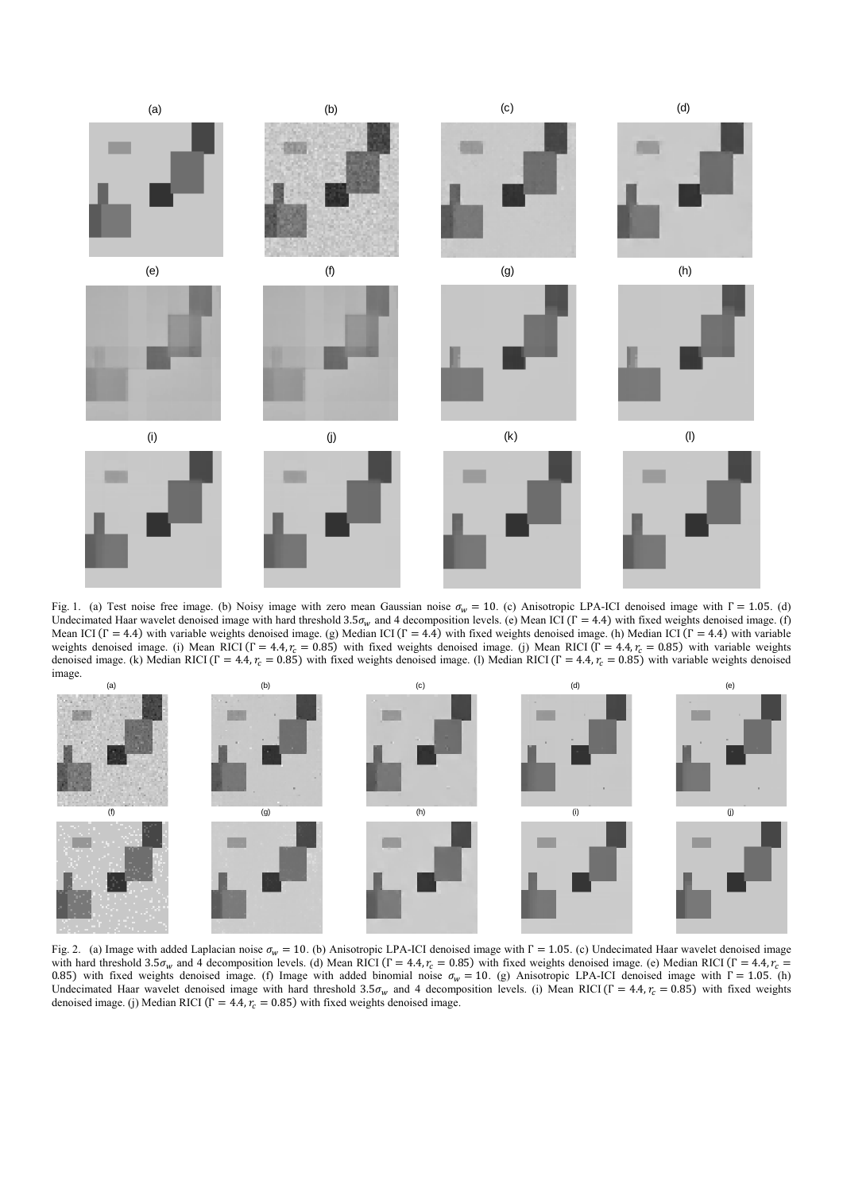Fig. 1. (a) Test noise free image. (b) Noisy image with zero mean Gaussian noise $\sigma_w = 10$. (c) Anisotropic LPA-ICI denoised image with $\Gamma = 1.05$. (d) Undecimated Haar wavelet denoised image with hard threshold $3.5\sigma_w$ and 4 decomposition levels. (e) Mean ICI ($\Gamma = 4.4$) with fixed weights denoised image. (f) Mean ICI ($\Gamma = 4.4$) with variable weights denoised image. (g) Median ICI ($\Gamma = 4.4$) with fixed weights denoised image. (h) Median ICI ($\Gamma = 4.4$) with variable weights denoised image. (i) Mean RICI ($\Gamma = 4.4, r_c = 0.85$) with fixed weights denoised image. (j) Mean RICI ($\Gamma = 4.4, r_c = 0.85$) with variable weights denoised image. (k) Median RICI ($\Gamma = 4.4, r_c = 0.85$) with fixed weights denoised image. (l) Median RICI ($\Gamma = 4.4, r_c = 0.85$) with variable weights denoised image.

Fig. 2. (a) Image with added Laplacian noise $\sigma_w = 10$. (b) Anisotropic LPA-ICI denoised image with $\Gamma = 1.05$. (c) Undecimated Haar wavelet denoised image with hard threshold $3.5\sigma_w$ and 4 decomposition levels. (d) Mean RICI ($\Gamma = 4.4, r_c = 0.85$) with fixed weights denoised image. (e) Median RICI ($\Gamma = 4.4, r_c = 0.85$) with fixed weights denoised image. (f) Image with added binomial noise $\sigma_w = 10$. (g) Anisotropic LPA-ICI denoised image with $\Gamma = 1.05$. (h) Undecimated Haar wavelet denoised image with hard threshold $3.5\sigma_w$ and 4 decomposition levels. (i) Mean RICI ($\Gamma = 4.4, r_c = 0.85$) with fixed weights denoised image. (j) Median RICI ($\Gamma = 4.4, r_c = 0.85$) with fixed weights denoised image.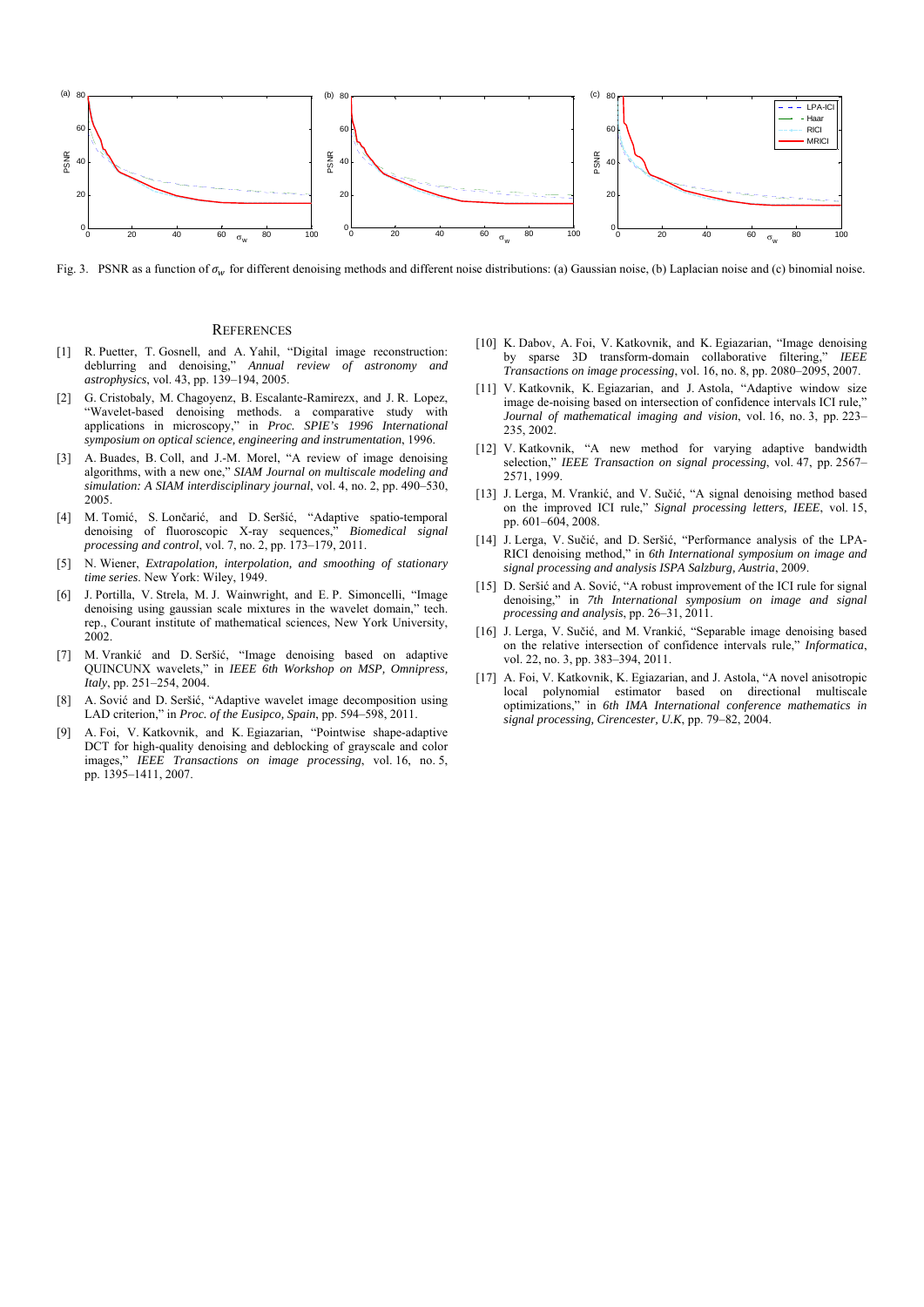(a) 80
60
40
20
0
PSNR
0 20 40 60 80 100
$\sigma_w$

(b) 80
60
40
20
0
PSNR
0 20 40 60 80 100
$\sigma_w$

(c) 80
60
40
20
0
PSNR
0 20 40 60 80 100
$\sigma_w$

LPA-ICI
Haar
RICI
MRICI

Fig. 3. PSNR as a function of $\sigma_w$ for different denoising methods and different noise distributions: (a) Gaussian noise, (b) Laplacian noise and (c) binomial noise.

## References

[1] R. Puetter, T. Gosnell, and A. Yahil, "Digital image reconstruction: deblurring and denoising," *Annual review of astronomy and astrophysics*, vol. 43, pp. 139–194, 2005.

[2] G. Cristobaly, M. Chagoyenz, B. Escalante-Ramirezx, and J. R. Lopez, "Wavelet-based denoising methods. a comparative study with applications in microscopy," in *Proc. SPIE's 1996 International symposium on optical science, engineering and instrumentation*, 1996.

[3] A. Buades, B. Coll, and J.-M. Morel, "A review of image denoising algorithms, with a new one," *SIAM Journal on multiscale modeling and simulation: A SIAM interdisciplinary journal*, vol. 4, no. 2, pp. 490–530, 2005.

[4] M. Tomić, S. Lončarić, and D. Seršić, "Adaptive spatio-temporal denoising of fluoroscopic X-ray sequences," *Biomedical signal processing and control*, vol. 7, no. 2, pp. 173–179, 2011.

[5] N. Wiener, *Extrapolation, interpolation, and smoothing of stationary time series*. New York: Wiley, 1949.

[6] J. Portilla, V. Strela, M. J. Wainwright, and E. P. Simoncelli, "Image denoising using gaussian scale mixtures in the wavelet domain," tech. rep., Courant institute of mathematical sciences, New York University, 2002.

[7] M. Vrankić and D. Seršić, "Image denoising based on adaptive QUINCUNX wavelets," in *IEEE 6th Workshop on MSP, Omnipress, Italy*, pp. 251–254, 2004.

[8] A. Sović and D. Seršić, "Adaptive wavelet image decomposition using LAD criterion," in *Proc. of the Eusipco, Spain*, pp. 594–598, 2011.

[9] A. Foi, V. Katkovnik, and K. Egiazarian, "Pointwise shape-adaptive DCT for high-quality denoising and deblocking of grayscale and color images," *IEEE Transactions on image processing*, vol. 16, no. 5, pp. 1395–1411, 2007.

[10] K. Dabov, A. Foi, V. Katkovnik, and K. Egiazarian, "Image denoising by sparse 3D transform-domain collaborative filtering," *IEEE Transactions on image processing*, vol. 16, no. 8, pp. 2080–2095, 2007.

[11] V. Katkovnik, K. Egiazarian, and J. Astola, "Adaptive window size image de-noising based on intersection of confidence intervals ICI rule," *Journal of mathematical imaging and vision*, vol. 16, no. 3, pp. 223–235, 2002.

[12] V. Katkovnik, "A new method for varying adaptive bandwidth selection," *IEEE Transaction on signal processing*, vol. 47, pp. 2567–2571, 1999.

[13] J. Lerga, M. Vrankić, and V. Sučić, "A signal denoising method based on the improved ICI rule," *Signal processing letters, IEEE*, vol. 15, pp. 601–604, 2008.

[14] J. Lerga, V. Sučić, and D. Seršić, "Performance analysis of the LPA-RICI denoising method," in *6th International symposium on image and signal processing and analysis ISPA Salzburg, Austria*, 2009.

[15] D. Seršić and A. Sović, "A robust improvement of the ICI rule for signal denoising," in *7th International symposium on image and signal processing and analysis*, pp. 26–31, 2011.

[16] J. Lerga, V. Sučić, and M. Vrankić, "Separable image denoising based on the relative intersection of confidence intervals rule," *Informatica*, vol. 22, no. 3, pp. 383–394, 2011.

[17] A. Foi, V. Katkovnik, K. Egiazarian, and J. Astola, "A novel anisotropic local polynomial estimator based on directional multiscale optimizations," in *6th IMA International conference mathematics in signal processing, Cirencester, U.K*, pp. 79–82, 2004.